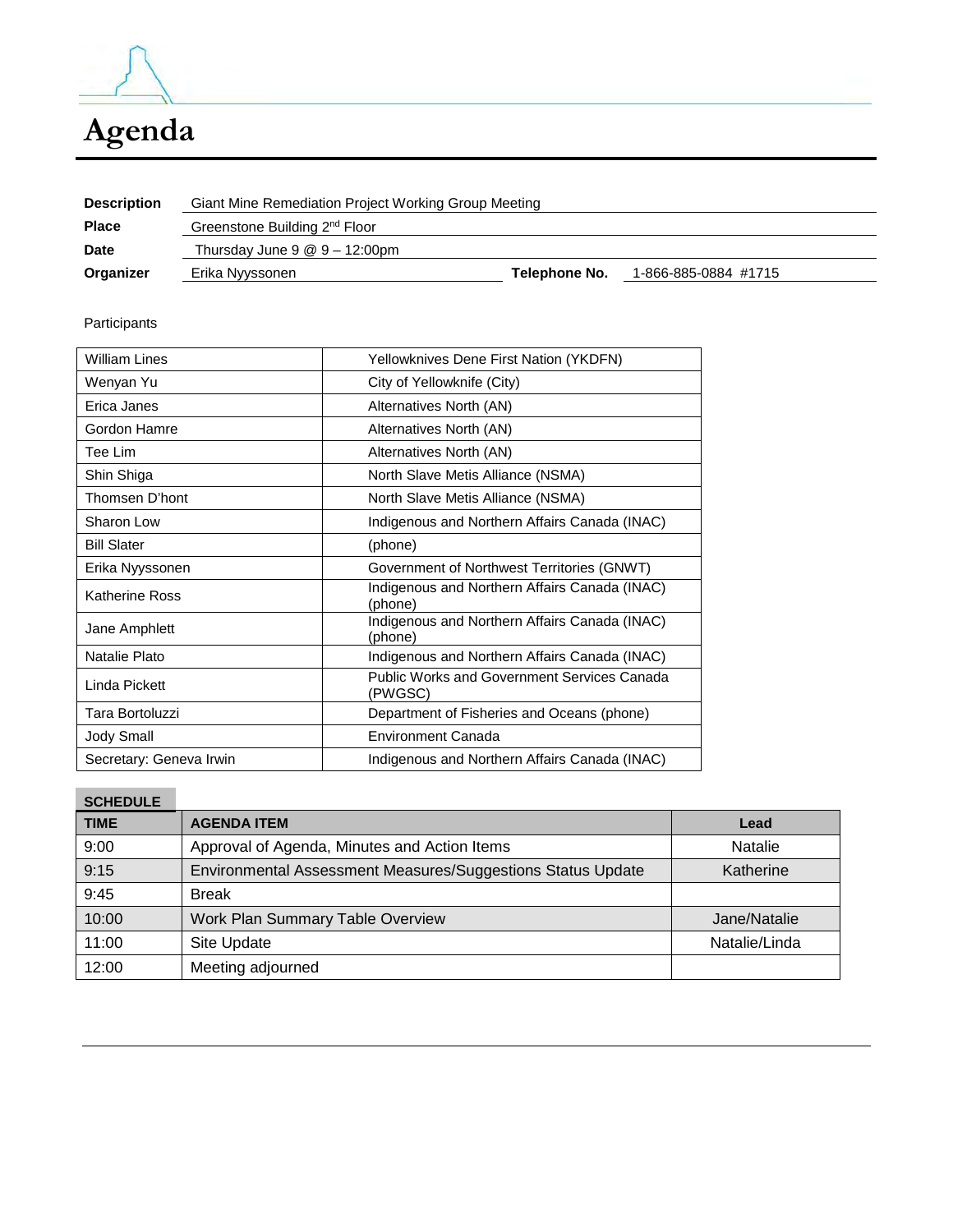# Agenda

| | | | |
|---|---|---|---|
| **Description** | Giant Mine Remediation Project Working Group Meeting | | |
| **Place** | Greenstone Building 2nd Floor | | |
| **Date** | Thursday June 9 @ 9 – 12:00pm | | |
| **Organizer** | Erika Nyyssonen | **Telephone No.** | 1-866-885-0884 #1715 |

Participants

| | |
|---|---|
| William Lines | Yellowknives Dene First Nation (YKDFN) |
| Wenyan Yu | City of Yellowknife (City) |
| Erica Janes | Alternatives North (AN) |
| Gordon Hamre | Alternatives North (AN) |
| Tee Lim | Alternatives North (AN) |
| Shin Shiga | North Slave Metis Alliance (NSMA) |
| Thomsen D'hont | North Slave Metis Alliance (NSMA) |
| Sharon Low | Indigenous and Northern Affairs Canada (INAC) |
| Bill Slater | (phone) |
| Erika Nyyssonen | Government of Northwest Territories (GNWT) |
| Katherine Ross | Indigenous and Northern Affairs Canada (INAC) (phone) |
| Jane Amphlett | Indigenous and Northern Affairs Canada (INAC) (phone) |
| Natalie Plato | Indigenous and Northern Affairs Canada (INAC) |
| Linda Pickett | Public Works and Government Services Canada (PWGSC) |
| Tara Bortoluzzi | Department of Fisheries and Oceans (phone) |
| Jody Small | Environment Canada |
| Secretary: Geneva Irwin | Indigenous and Northern Affairs Canada (INAC) |

**SCHEDULE**

| TIME | AGENDA ITEM | Lead |
|---|---|---|
| 9:00 | Approval of Agenda, Minutes and Action Items | Natalie |
| 9:15 | Environmental Assessment Measures/Suggestions Status Update | Katherine |
| 9:45 | Break | |
| 10:00 | Work Plan Summary Table Overview | Jane/Natalie |
| 11:00 | Site Update | Natalie/Linda |
| 12:00 | Meeting adjourned | |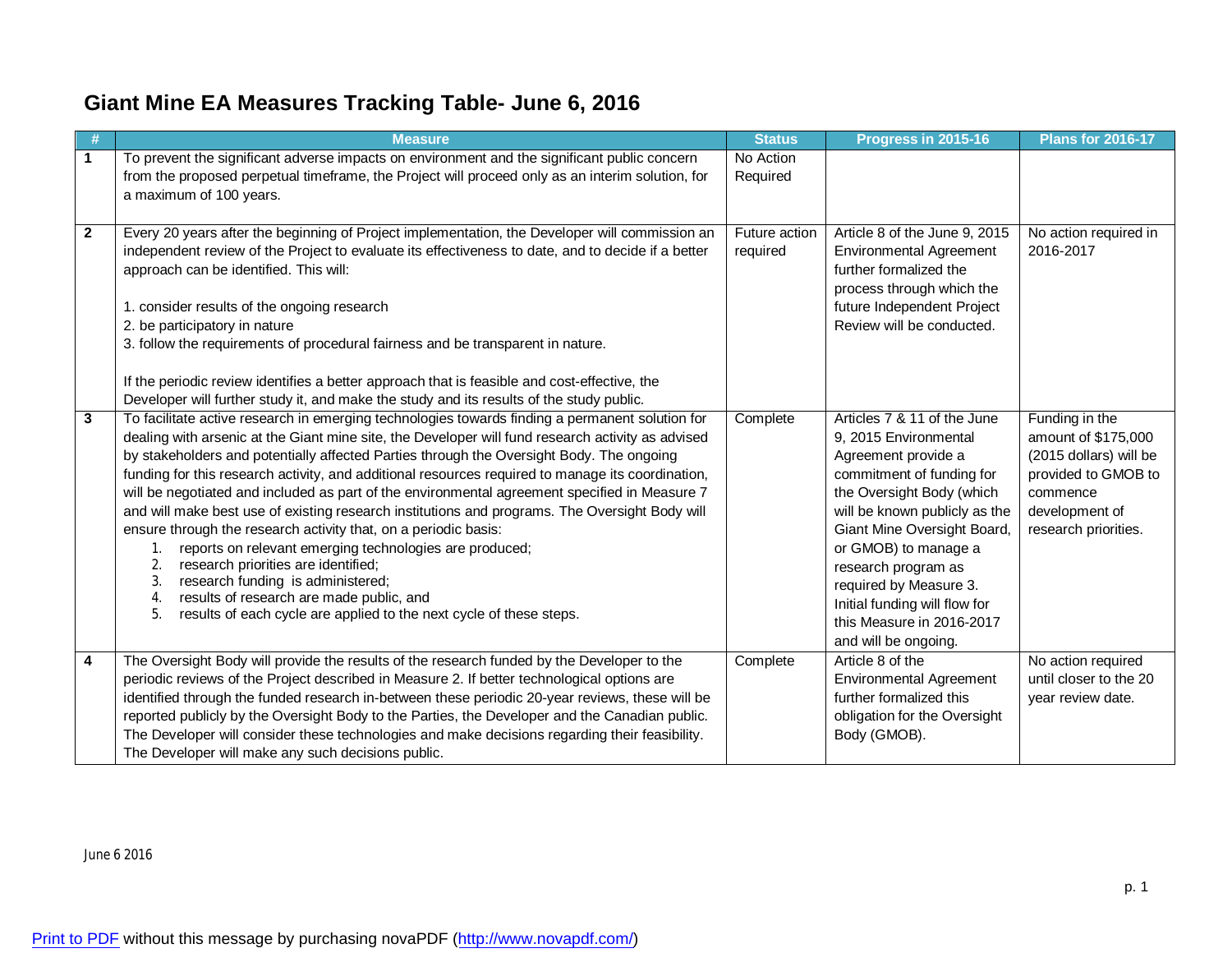# Giant Mine EA Measures Tracking Table- June 6, 2016

| # | Measure | Status | Progress in 2015-16 | Plans for 2016-17 |
|---|---|---|---|---|
| 1 | To prevent the significant adverse impacts on environment and the significant public concern from the proposed perpetual timeframe, the Project will proceed only as an interim solution, for a maximum of 100 years. | No Action Required | | |
| 2 | Every 20 years after the beginning of Project implementation, the Developer will commission an independent review of the Project to evaluate its effectiveness to date, and to decide if a better approach can be identified. This will:<br><br>1. consider results of the ongoing research<br>2. be participatory in nature<br>3. follow the requirements of procedural fairness and be transparent in nature.<br><br>If the periodic review identifies a better approach that is feasible and cost-effective, the Developer will further study it, and make the study and its results of the study public. | Future action required | Article 8 of the June 9, 2015 Environmental Agreement further formalized the process through which the future Independent Project Review will be conducted. | No action required in 2016-2017 |
| 3 | To facilitate active research in emerging technologies towards finding a permanent solution for dealing with arsenic at the Giant mine site, the Developer will fund research activity as advised by stakeholders and potentially affected Parties through the Oversight Body. The ongoing funding for this research activity, and additional resources required to manage its coordination, will be negotiated and included as part of the environmental agreement specified in Measure 7 and will make best use of existing research institutions and programs. The Oversight Body will ensure through the research activity that, on a periodic basis:<br>1. reports on relevant emerging technologies are produced;<br>2. research priorities are identified;<br>3. research funding is administered;<br>4. results of research are made public, and<br>5. results of each cycle are applied to the next cycle of these steps. | Complete | Articles 7 & 11 of the June 9, 2015 Environmental Agreement provide a commitment of funding for the Oversight Body (which will be known publicly as the Giant Mine Oversight Board, or GMOB) to manage a research program as required by Measure 3. Initial funding will flow for this Measure in 2016-2017 and will be ongoing. | Funding in the amount of $175,000 (2015 dollars) will be provided to GMOB to commence development of research priorities. |
| 4 | The Oversight Body will provide the results of the research funded by the Developer to the periodic reviews of the Project described in Measure 2. If better technological options are identified through the funded research in-between these periodic 20-year reviews, these will be reported publicly by the Oversight Body to the Parties, the Developer and the Canadian public. The Developer will consider these technologies and make decisions regarding their feasibility. The Developer will make any such decisions public. | Complete | Article 8 of the Environmental Agreement further formalized this obligation for the Oversight Body (GMOB). | No action required until closer to the 20 year review date. |

June 6 2016

Print to PDF without this message by purchasing novaPDF (http://www.novapdf.com/)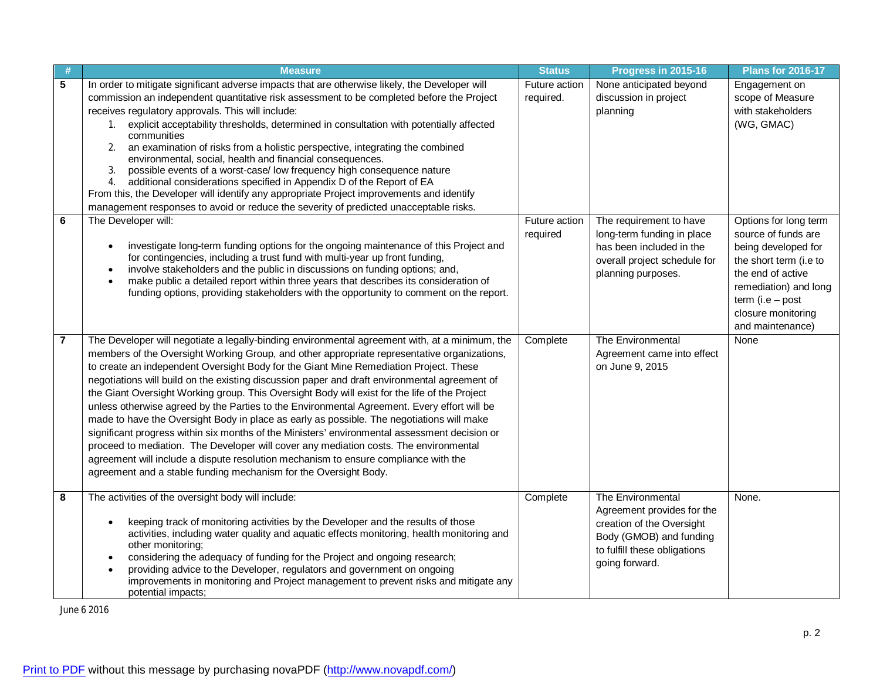| # | Measure | Status | Progress in 2015-16 | Plans for 2016-17 |
|---|---|---|---|---|
| 5 | In order to mitigate significant adverse impacts that are otherwise likely, the Developer will commission an independent quantitative risk assessment to be completed before the Project receives regulatory approvals. This will include:<br>1. explicit acceptability thresholds, determined in consultation with potentially affected communities<br>2. an examination of risks from a holistic perspective, integrating the combined environmental, social, health and financial consequences.<br>3. possible events of a worst-case/ low frequency high consequence nature<br>4. additional considerations specified in Appendix D of the Report of EA<br>From this, the Developer will identify any appropriate Project improvements and identify management responses to avoid or reduce the severity of predicted unacceptable risks. | Future action required. | None anticipated beyond discussion in project planning | Engagement on scope of Measure with stakeholders (WG, GMAC) |
| 6 | The Developer will:<br>• investigate long-term funding options for the ongoing maintenance of this Project and for contingencies, including a trust fund with multi-year up front funding,<br>• involve stakeholders and the public in discussions on funding options; and,<br>• make public a detailed report within three years that describes its consideration of funding options, providing stakeholders with the opportunity to comment on the report. | Future action required | The requirement to have long-term funding in place has been included in the overall project schedule for planning purposes. | Options for long term source of funds are being developed for the short term (i.e to the end of active remediation) and long term (i.e – post closure monitoring and maintenance) |
| 7 | The Developer will negotiate a legally-binding environmental agreement with, at a minimum, the members of the Oversight Working Group, and other appropriate representative organizations, to create an independent Oversight Body for the Giant Mine Remediation Project. These negotiations will build on the existing discussion paper and draft environmental agreement of the Giant Oversight Working group. This Oversight Body will exist for the life of the Project unless otherwise agreed by the Parties to the Environmental Agreement. Every effort will be made to have the Oversight Body in place as early as possible. The negotiations will make significant progress within six months of the Ministers' environmental assessment decision or proceed to mediation. The Developer will cover any mediation costs. The environmental agreement will include a dispute resolution mechanism to ensure compliance with the agreement and a stable funding mechanism for the Oversight Body. | Complete | The Environmental Agreement came into effect on June 9, 2015 | None |
| 8 | The activities of the oversight body will include:<br>• keeping track of monitoring activities by the Developer and the results of those activities, including water quality and aquatic effects monitoring, health monitoring and other monitoring;<br>• considering the adequacy of funding for the Project and ongoing research;<br>• providing advice to the Developer, regulators and government on ongoing improvements in monitoring and Project management to prevent risks and mitigate any potential impacts; | Complete | The Environmental Agreement provides for the creation of the Oversight Body (GMOB) and funding to fulfill these obligations going forward. | None. |

June 6 2016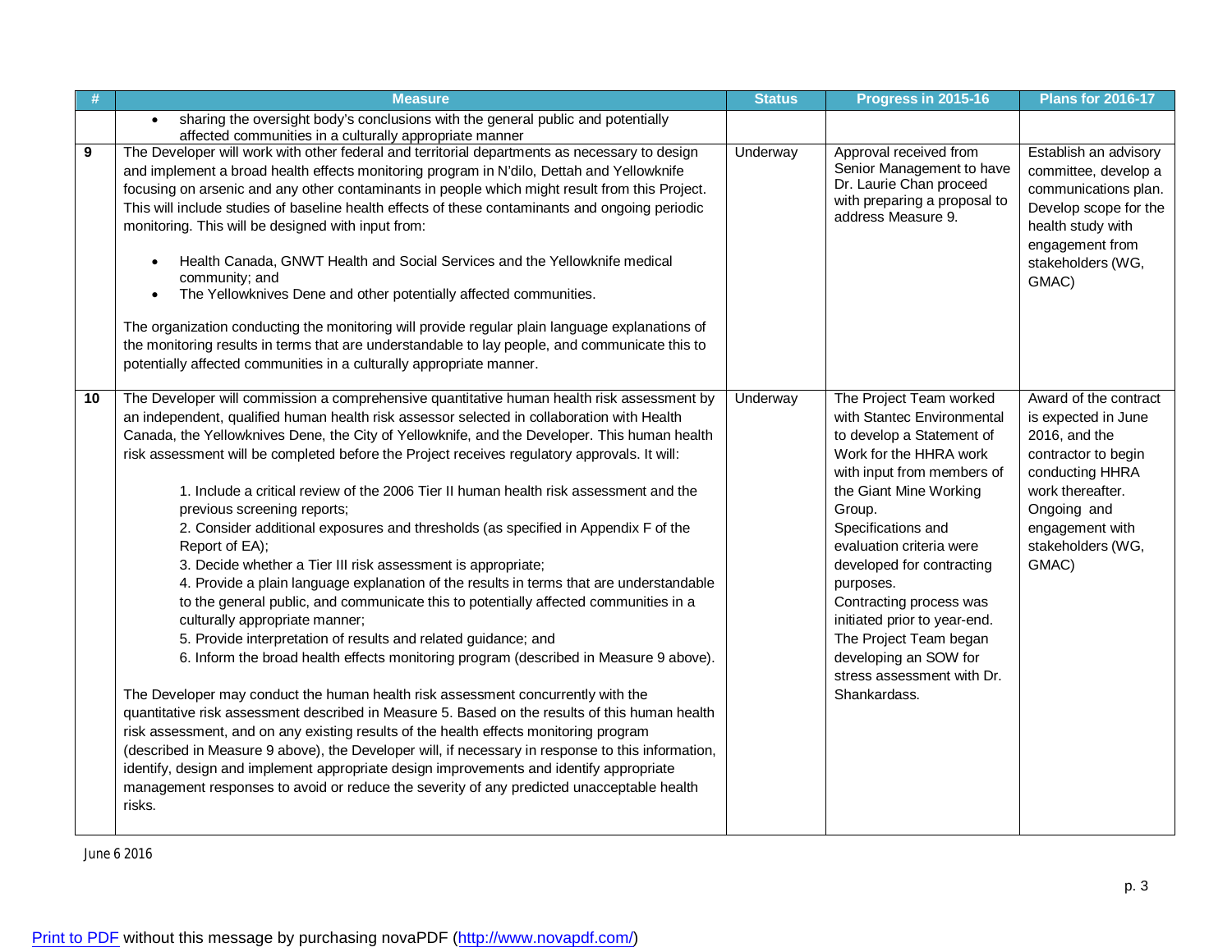| # | Measure | Status | Progress in 2015-16 | Plans for 2016-17 |
|---|---|---|---|---|
| | • sharing the oversight body's conclusions with the general public and potentially affected communities in a culturally appropriate manner | | | |
| 9 | The Developer will work with other federal and territorial departments as necessary to design and implement a broad health effects monitoring program in N'dilo, Dettah and Yellowknife focusing on arsenic and any other contaminants in people which might result from this Project. This will include studies of baseline health effects of these contaminants and ongoing periodic monitoring. This will be designed with input from:<br><br>• Health Canada, GNWT Health and Social Services and the Yellowknife medical community; and<br>• The Yellowknives Dene and other potentially affected communities.<br><br>The organization conducting the monitoring will provide regular plain language explanations of the monitoring results in terms that are understandable to lay people, and communicate this to potentially affected communities in a culturally appropriate manner. | Underway | Approval received from Senior Management to have Dr. Laurie Chan proceed with preparing a proposal to address Measure 9. | Establish an advisory committee, develop a communications plan. Develop scope for the health study with engagement from stakeholders (WG, GMAC) |
| 10 | The Developer will commission a comprehensive quantitative human health risk assessment by an independent, qualified human health risk assessor selected in collaboration with Health Canada, the Yellowknives Dene, the City of Yellowknife, and the Developer. This human health risk assessment will be completed before the Project receives regulatory approvals. It will:<br><br>1. Include a critical review of the 2006 Tier II human health risk assessment and the previous screening reports;<br>2. Consider additional exposures and thresholds (as specified in Appendix F of the Report of EA);<br>3. Decide whether a Tier III risk assessment is appropriate;<br>4. Provide a plain language explanation of the results in terms that are understandable to the general public, and communicate this to potentially affected communities in a culturally appropriate manner;<br>5. Provide interpretation of results and related guidance; and<br>6. Inform the broad health effects monitoring program (described in Measure 9 above).<br><br>The Developer may conduct the human health risk assessment concurrently with the quantitative risk assessment described in Measure 5. Based on the results of this human health risk assessment, and on any existing results of the health effects monitoring program (described in Measure 9 above), the Developer will, if necessary in response to this information, identify, design and implement appropriate design improvements and identify appropriate management responses to avoid or reduce the severity of any predicted unacceptable health risks. | Underway | The Project Team worked with Stantec Environmental to develop a Statement of Work for the HHRA work with input from members of the Giant Mine Working Group.<br>Specifications and evaluation criteria were developed for contracting purposes.<br>Contracting process was initiated prior to year-end.<br>The Project Team began developing an SOW for stress assessment with Dr. Shankardass. | Award of the contract is expected in June 2016, and the contractor to begin conducting HHRA work thereafter.<br>Ongoing and engagement with stakeholders (WG, GMAC) |

June 6 2016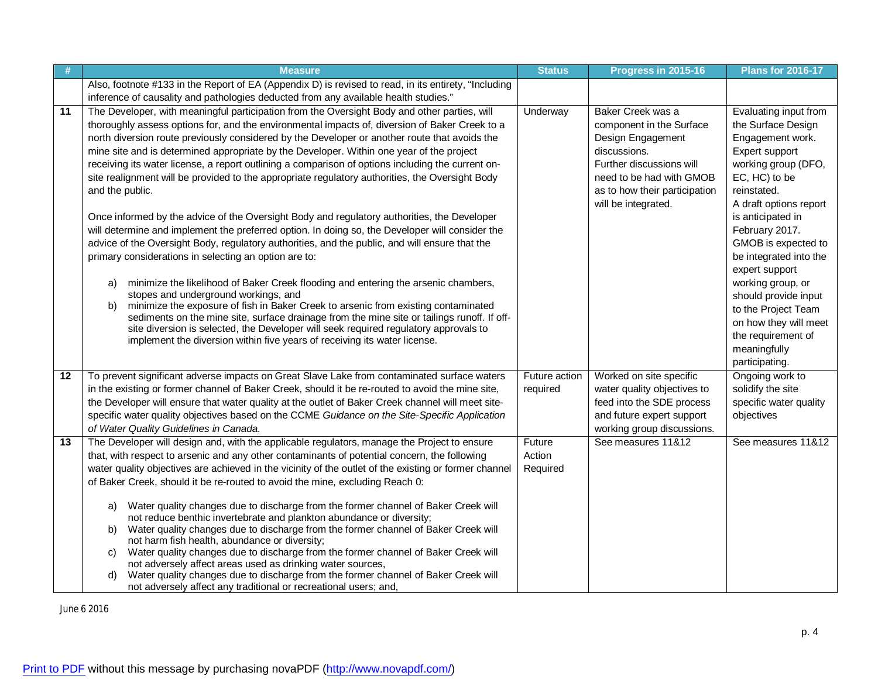| # | Measure | Status | Progress in 2015-16 | Plans for 2016-17 |
|---|---|---|---|---|
| | Also, footnote #133 in the Report of EA (Appendix D) is revised to read, in its entirety, "Including inference of causality and pathologies deducted from any available health studies." | | | |
| 11 | The Developer, with meaningful participation from the Oversight Body and other parties, will thoroughly assess options for, and the environmental impacts of, diversion of Baker Creek to a north diversion route previously considered by the Developer or another route that avoids the mine site and is determined appropriate by the Developer. Within one year of the project receiving its water license, a report outlining a comparison of options including the current on-site realignment will be provided to the appropriate regulatory authorities, the Oversight Body and the public.<br><br>Once informed by the advice of the Oversight Body and regulatory authorities, the Developer will determine and implement the preferred option. In doing so, the Developer will consider the advice of the Oversight Body, regulatory authorities, and the public, and will ensure that the primary considerations in selecting an option are to:<br><br>a) minimize the likelihood of Baker Creek flooding and entering the arsenic chambers, stopes and underground workings, and<br>b) minimize the exposure of fish in Baker Creek to arsenic from existing contaminated sediments on the mine site, surface drainage from the mine site or tailings runoff. If off-site diversion is selected, the Developer will seek required regulatory approvals to implement the diversion within five years of receiving its water license. | Underway | Baker Creek was a component in the Surface Design Engagement discussions.<br>Further discussions will need to be had with GMOB as to how their participation will be integrated. | Evaluating input from the Surface Design Engagement work.<br>Expert support working group (DFO, EC, HC) to be reinstated.<br>A draft options report is anticipated in February 2017.<br>GMOB is expected to be integrated into the expert support working group, or should provide input to the Project Team on how they will meet the requirement of meaningfully participating. |
| 12 | To prevent significant adverse impacts on Great Slave Lake from contaminated surface waters in the existing or former channel of Baker Creek, should it be re-routed to avoid the mine site, the Developer will ensure that water quality at the outlet of Baker Creek channel will meet site-specific water quality objectives based on the CCME *Guidance on the Site-Specific Application of Water Quality Guidelines in Canada.* | Future action required | Worked on site specific water quality objectives to feed into the SDE process and future expert support working group discussions. | Ongoing work to solidify the site specific water quality objectives |
| 13 | The Developer will design and, with the applicable regulators, manage the Project to ensure that, with respect to arsenic and any other contaminants of potential concern, the following water quality objectives are achieved in the vicinity of the outlet of the existing or former channel of Baker Creek, should it be re-routed to avoid the mine, excluding Reach 0:<br><br>a) Water quality changes due to discharge from the former channel of Baker Creek will not reduce benthic invertebrate and plankton abundance or diversity;<br>b) Water quality changes due to discharge from the former channel of Baker Creek will not harm fish health, abundance or diversity;<br>c) Water quality changes due to discharge from the former channel of Baker Creek will not adversely affect areas used as drinking water sources,<br>d) Water quality changes due to discharge from the former channel of Baker Creek will not adversely affect any traditional or recreational users; and, | Future Action Required | See measures 11&12 | See measures 11&12 |

June 6 2016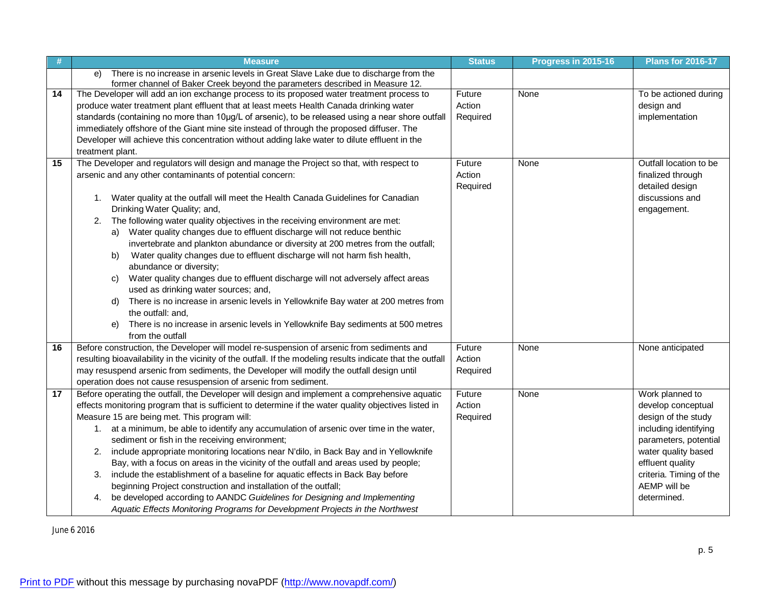| # | Measure | Status | Progress in 2015-16 | Plans for 2016-17 |
|---|---|---|---|---|
| | e) There is no increase in arsenic levels in Great Slave Lake due to discharge from the former channel of Baker Creek beyond the parameters described in Measure 12. | | | |
| 14 | The Developer will add an ion exchange process to its proposed water treatment process to produce water treatment plant effluent that at least meets Health Canada drinking water standards (containing no more than 10μg/L of arsenic), to be released using a near shore outfall immediately offshore of the Giant mine site instead of through the proposed diffuser. The Developer will achieve this concentration without adding lake water to dilute effluent in the treatment plant. | Future Action Required | None | To be actioned during design and implementation |
| 15 | The Developer and regulators will design and manage the Project so that, with respect to arsenic and any other contaminants of potential concern:<br><br>1. Water quality at the outfall will meet the Health Canada Guidelines for Canadian Drinking Water Quality; and,<br>2. The following water quality objectives in the receiving environment are met:<br>a) Water quality changes due to effluent discharge will not reduce benthic invertebrate and plankton abundance or diversity at 200 metres from the outfall;<br>b) Water quality changes due to effluent discharge will not harm fish health, abundance or diversity;<br>c) Water quality changes due to effluent discharge will not adversely affect areas used as drinking water sources; and,<br>d) There is no increase in arsenic levels in Yellowknife Bay water at 200 metres from the outfall: and,<br>e) There is no increase in arsenic levels in Yellowknife Bay sediments at 500 metres from the outfall | Future Action Required | None | Outfall location to be finalized through detailed design discussions and engagement. |
| 16 | Before construction, the Developer will model re-suspension of arsenic from sediments and resulting bioavailability in the vicinity of the outfall. If the modeling results indicate that the outfall may resuspend arsenic from sediments, the Developer will modify the outfall design until operation does not cause resuspension of arsenic from sediment. | Future Action Required | None | None anticipated |
| 17 | Before operating the outfall, the Developer will design and implement a comprehensive aquatic effects monitoring program that is sufficient to determine if the water quality objectives listed in Measure 15 are being met. This program will:<br>1. at a minimum, be able to identify any accumulation of arsenic over time in the water, sediment or fish in the receiving environment;<br>2. include appropriate monitoring locations near N'dilo, in Back Bay and in Yellowknife Bay, with a focus on areas in the vicinity of the outfall and areas used by people;<br>3. include the establishment of a baseline for aquatic effects in Back Bay before beginning Project construction and installation of the outfall;<br>4. be developed according to AANDC *Guidelines for Designing and Implementing Aquatic Effects Monitoring Programs for Development Projects in the Northwest* | Future Action Required | None | Work planned to develop conceptual design of the study including identifying parameters, potential water quality based effluent quality criteria. Timing of the AEMP will be determined. |

June 6 2016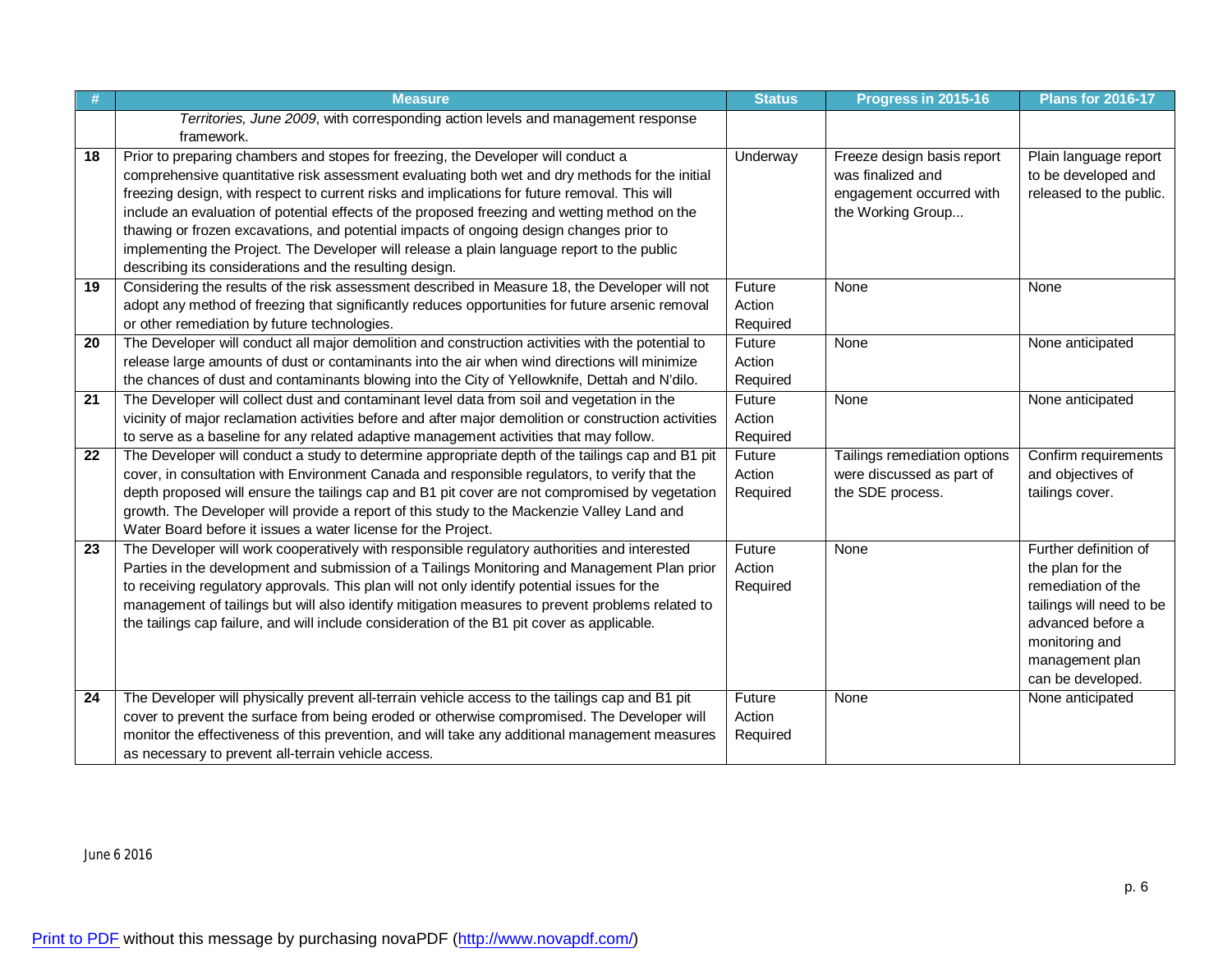| # | Measure | Status | Progress in 2015-16 | Plans for 2016-17 |
|---|---|---|---|---|
| | *Territories, June 2009*, with corresponding action levels and management response framework. | | | |
| 18 | Prior to preparing chambers and stopes for freezing, the Developer will conduct a comprehensive quantitative risk assessment evaluating both wet and dry methods for the initial freezing design, with respect to current risks and implications for future removal. This will include an evaluation of potential effects of the proposed freezing and wetting method on the thawing or frozen excavations, and potential impacts of ongoing design changes prior to implementing the Project. The Developer will release a plain language report to the public describing its considerations and the resulting design. | Underway | Freeze design basis report was finalized and engagement occurred with the Working Group... | Plain language report to be developed and released to the public. |
| 19 | Considering the results of the risk assessment described in Measure 18, the Developer will not adopt any method of freezing that significantly reduces opportunities for future arsenic removal or other remediation by future technologies. | Future Action Required | None | None |
| 20 | The Developer will conduct all major demolition and construction activities with the potential to release large amounts of dust or contaminants into the air when wind directions will minimize the chances of dust and contaminants blowing into the City of Yellowknife, Dettah and N'dilo. | Future Action Required | None | None anticipated |
| 21 | The Developer will collect dust and contaminant level data from soil and vegetation in the vicinity of major reclamation activities before and after major demolition or construction activities to serve as a baseline for any related adaptive management activities that may follow. | Future Action Required | None | None anticipated |
| 22 | The Developer will conduct a study to determine appropriate depth of the tailings cap and B1 pit cover, in consultation with Environment Canada and responsible regulators, to verify that the depth proposed will ensure the tailings cap and B1 pit cover are not compromised by vegetation growth. The Developer will provide a report of this study to the Mackenzie Valley Land and Water Board before it issues a water license for the Project. | Future Action Required | Tailings remediation options were discussed as part of the SDE process. | Confirm requirements and objectives of tailings cover. |
| 23 | The Developer will work cooperatively with responsible regulatory authorities and interested Parties in the development and submission of a Tailings Monitoring and Management Plan prior to receiving regulatory approvals. This plan will not only identify potential issues for the management of tailings but will also identify mitigation measures to prevent problems related to the tailings cap failure, and will include consideration of the B1 pit cover as applicable. | Future Action Required | None | Further definition of the plan for the remediation of the tailings will need to be advanced before a monitoring and management plan can be developed. |
| 24 | The Developer will physically prevent all-terrain vehicle access to the tailings cap and B1 pit cover to prevent the surface from being eroded or otherwise compromised. The Developer will monitor the effectiveness of this prevention, and will take any additional management measures as necessary to prevent all-terrain vehicle access. | Future Action Required | None | None anticipated |

June 6 2016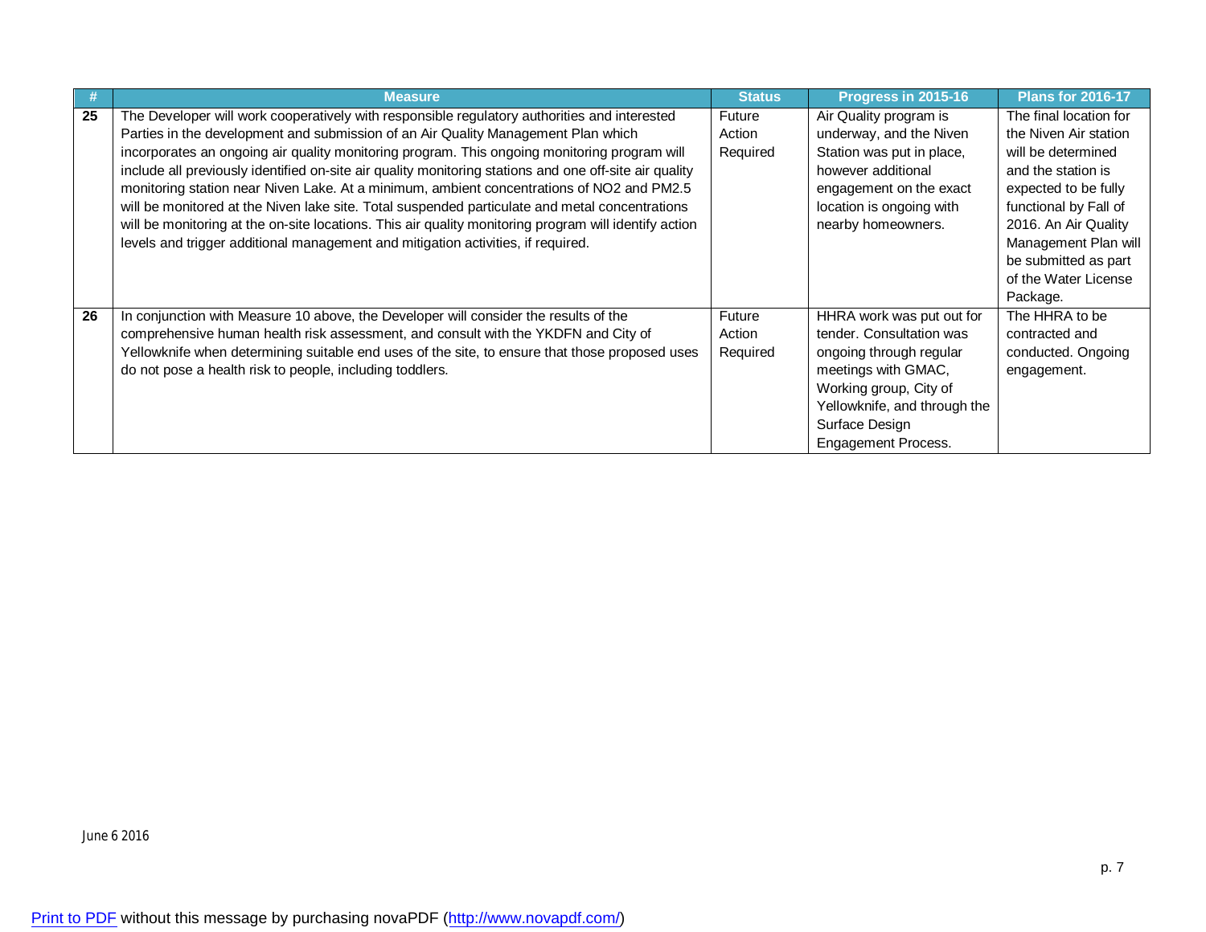| # | Measure | Status | Progress in 2015-16 | Plans for 2016-17 |
|---|---|---|---|---|
| **25** | The Developer will work cooperatively with responsible regulatory authorities and interested Parties in the development and submission of an Air Quality Management Plan which incorporates an ongoing air quality monitoring program. This ongoing monitoring program will include all previously identified on-site air quality monitoring stations and one off-site air quality monitoring station near Niven Lake. At a minimum, ambient concentrations of $NO_2$ and $PM_{2.5}$ will be monitored at the Niven lake site. Total suspended particulate and metal concentrations will be monitoring at the on-site locations. This air quality monitoring program will identify action levels and trigger additional management and mitigation activities, if required. | Future Action Required | Air Quality program is underway, and the Niven Station was put in place, however additional engagement on the exact location is ongoing with nearby homeowners. | The final location for the Niven Air station will be determined and the station is expected to be fully functional by Fall of 2016. An Air Quality Management Plan will be submitted as part of the Water License Package. |
| **26** | In conjunction with Measure 10 above, the Developer will consider the results of the comprehensive human health risk assessment, and consult with the YKDFN and City of Yellowknife when determining suitable end uses of the site, to ensure that those proposed uses do not pose a health risk to people, including toddlers. | Future Action Required | HHRA work was put out for tender. Consultation was ongoing through regular meetings with GMAC, Working group, City of Yellowknife, and through the Surface Design Engagement Process. | The HHRA to be contracted and conducted. Ongoing engagement. |

June 6 2016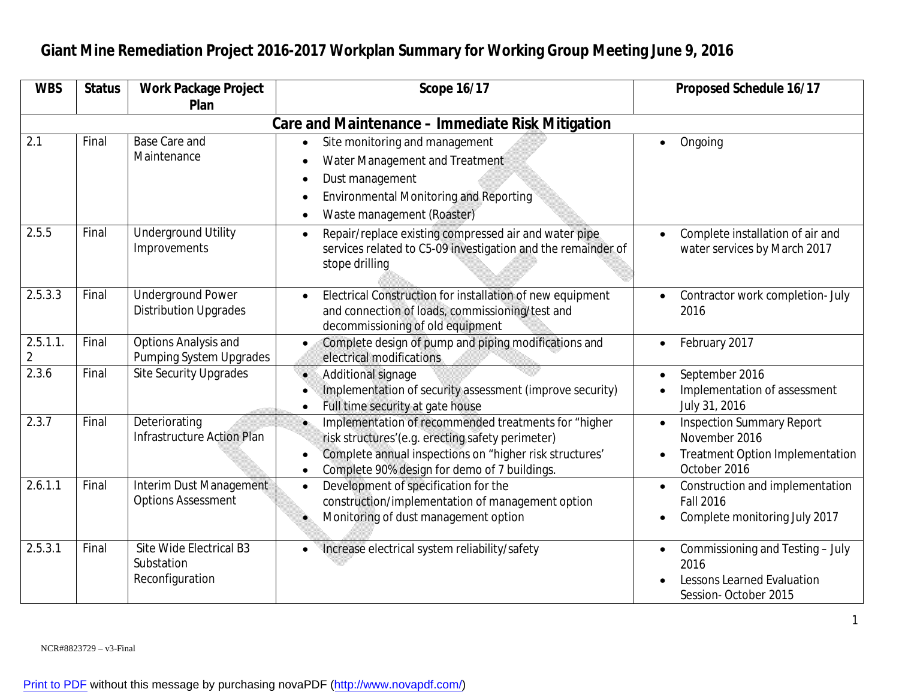# Giant Mine Remediation Project 2016-2017 Workplan Summary for Working Group Meeting June 9, 2016

| WBS | Status | Work Package Project Plan | Scope 16/17 | Proposed Schedule 16/17 |
|---|---|---|---|---|
| **Care and Maintenance – Immediate Risk Mitigation** | | | | |
| 2.1 | Final | Base Care and Maintenance | • Site monitoring and management<br>• Water Management and Treatment<br>• Dust management<br>• Environmental Monitoring and Reporting<br>• Waste management (Roaster) | • Ongoing |
| 2.5.5 | Final | Underground Utility Improvements | • Repair/replace existing compressed air and water pipe services related to C5-09 investigation and the remainder of stope drilling | • Complete installation of air and water services by March 2017 |
| 2.5.3.3 | Final | Underground Power Distribution Upgrades | • Electrical Construction for installation of new equipment and connection of loads, commissioning/test and decommissioning of old equipment | • Contractor work completion- July 2016 |
| 2.5.1.1.2 | Final | Options Analysis and Pumping System Upgrades | • Complete design of pump and piping modifications and electrical modifications | • February 2017 |
| 2.3.6 | Final | Site Security Upgrades | • Additional signage<br>• Implementation of security assessment (improve security)<br>• Full time security at gate house | • September 2016<br>• Implementation of assessment July 31, 2016 |
| 2.3.7 | Final | Deteriorating Infrastructure Action Plan | • Implementation of recommended treatments for "higher risk structures'(e.g. erecting safety perimeter)<br>• Complete annual inspections on "higher risk structures'<br>• Complete 90% design for demo of 7 buildings. | • Inspection Summary Report November 2016<br>• Treatment Option Implementation October 2016 |
| 2.6.1.1 | Final | Interim Dust Management Options Assessment | • Development of specification for the construction/implementation of management option<br>• Monitoring of dust management option | • Construction and implementation Fall 2016<br>• Complete monitoring July 2017 |
| 2.5.3.1 | Final | Site Wide Electrical B3 Substation Reconfiguration | • Increase electrical system reliability/safety | • Commissioning and Testing – July 2016<br>• Lessons Learned Evaluation Session- October 2015 |

NCR#8823729 – v3-Final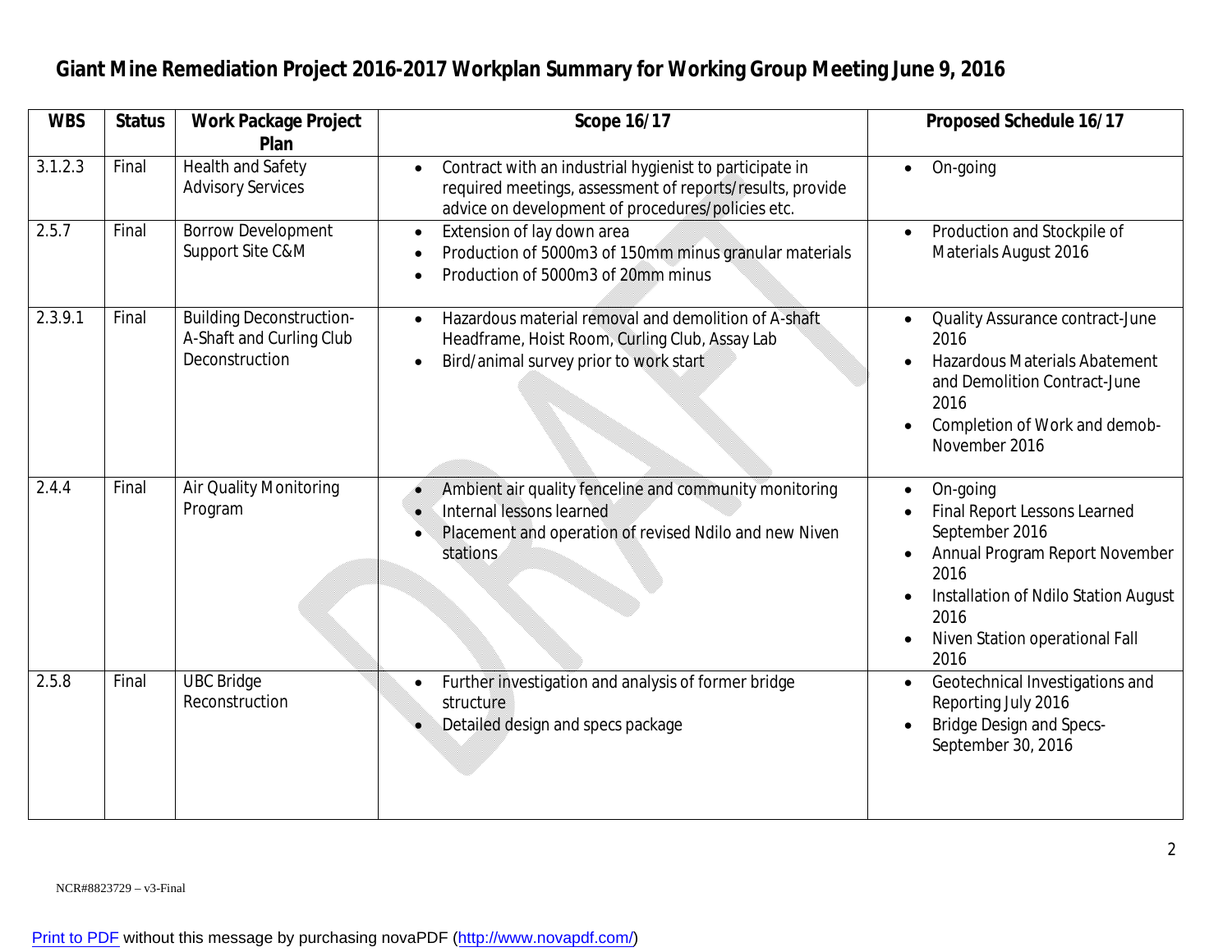# Giant Mine Remediation Project 2016-2017 Workplan Summary for Working Group Meeting June 9, 2016

| WBS | Status | Work Package Project Plan | Scope 16/17 | Proposed Schedule 16/17 |
|---|---|---|---|---|
| 3.1.2.3 | Final | Health and Safety Advisory Services | • Contract with an industrial hygienist to participate in required meetings, assessment of reports/results, provide advice on development of procedures/policies etc. | • On-going |
| 2.5.7 | Final | Borrow Development Support Site C&M | • Extension of lay down area<br>• Production of 5000m3 of 150mm minus granular materials<br>• Production of 5000m3 of 20mm minus | • Production and Stockpile of Materials August 2016 |
| 2.3.9.1 | Final | Building Deconstruction-A-Shaft and Curling Club Deconstruction | • Hazardous material removal and demolition of A-shaft Headframe, Hoist Room, Curling Club, Assay Lab<br>• Bird/animal survey prior to work start | • Quality Assurance contract-June 2016<br>• Hazardous Materials Abatement and Demolition Contract-June 2016<br>• Completion of Work and demob-November 2016 |
| 2.4.4 | Final | Air Quality Monitoring Program | • Ambient air quality fenceline and community monitoring<br>• Internal lessons learned<br>• Placement and operation of revised Ndilo and new Niven stations | • On-going<br>• Final Report Lessons Learned September 2016<br>• Annual Program Report November 2016<br>• Installation of Ndilo Station August 2016<br>• Niven Station operational Fall 2016 |
| 2.5.8 | Final | UBC Bridge Reconstruction | • Further investigation and analysis of former bridge structure<br>• Detailed design and specs package | • Geotechnical Investigations and Reporting July 2016<br>• Bridge Design and Specs-September 30, 2016 |

NCR#8823729 – v3-Final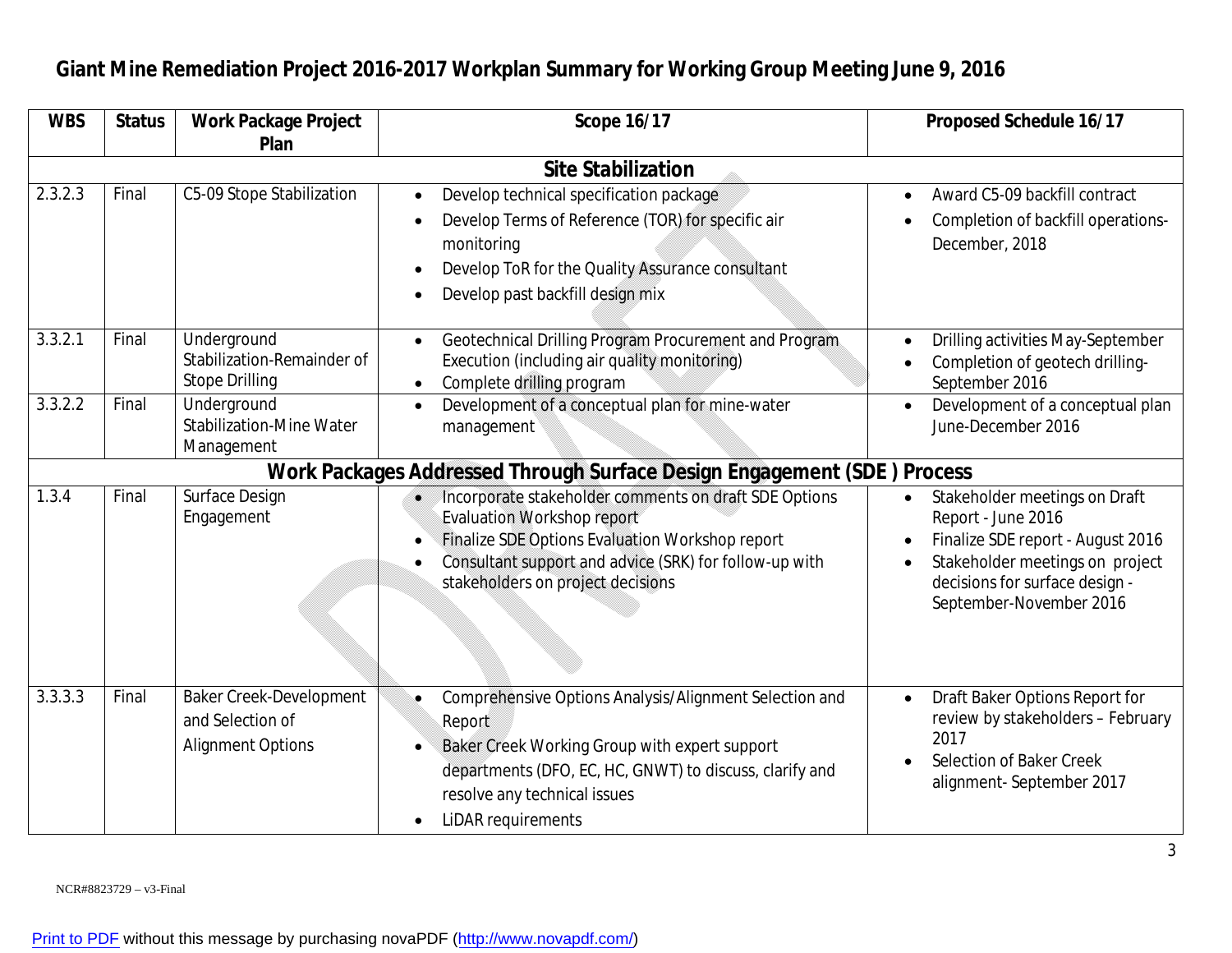# Giant Mine Remediation Project 2016-2017 Workplan Summary for Working Group Meeting June 9, 2016

| WBS | Status | Work Package Project Plan | Scope 16/17 | Proposed Schedule 16/17 |
|---|---|---|---|---|
| **Site Stabilization** | | | | |
| 2.3.2.3 | Final | C5-09 Stope Stabilization | • Develop technical specification package<br>• Develop Terms of Reference (TOR) for specific air monitoring<br>• Develop ToR for the Quality Assurance consultant<br>• Develop past backfill design mix | • Award C5-09 backfill contract<br>• Completion of backfill operations-December, 2018 |
| 3.3.2.1 | Final | Underground Stabilization-Remainder of Stope Drilling | • Geotechnical Drilling Program Procurement and Program Execution (including air quality monitoring)<br>• Complete drilling program | • Drilling activities May-September<br>• Completion of geotech drilling-September 2016 |
| 3.3.2.2 | Final | Underground Stabilization-Mine Water Management | • Development of a conceptual plan for mine-water management | • Development of a conceptual plan June-December 2016 |
| **Work Packages Addressed Through Surface Design Engagement (SDE ) Process** | | | | |
| 1.3.4 | Final | Surface Design Engagement | • Incorporate stakeholder comments on draft SDE Options Evaluation Workshop report<br>• Finalize SDE Options Evaluation Workshop report<br>• Consultant support and advice (SRK) for follow-up with stakeholders on project decisions | • Stakeholder meetings on Draft Report - June 2016<br>• Finalize SDE report - August 2016<br>• Stakeholder meetings on project decisions for surface design - September-November 2016 |
| 3.3.3.3 | Final | Baker Creek-Development and Selection of Alignment Options | • Comprehensive Options Analysis/Alignment Selection and Report<br>• Baker Creek Working Group with expert support departments (DFO, EC, HC, GNWT) to discuss, clarify and resolve any technical issues<br>• LiDAR requirements | • Draft Baker Options Report for review by stakeholders – February 2017<br>• Selection of Baker Creek alignment- September 2017 |

NCR#8823729 – v3-Final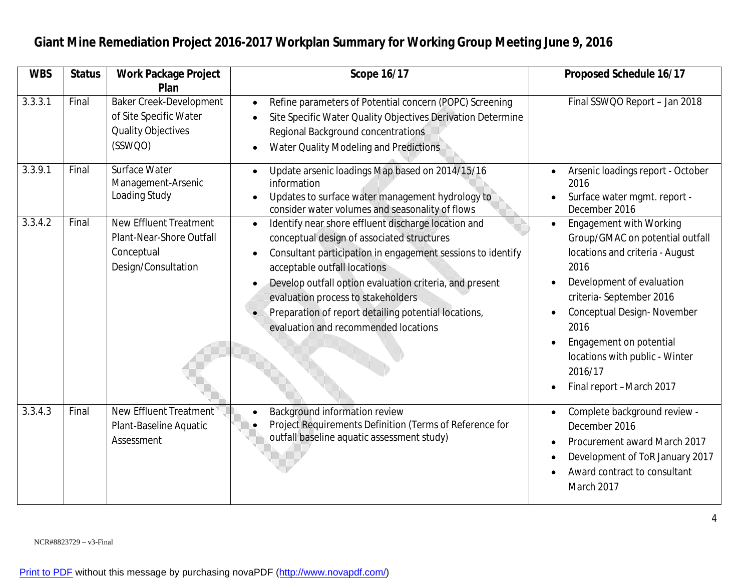# Giant Mine Remediation Project 2016-2017 Workplan Summary for Working Group Meeting June 9, 2016

| WBS | Status | Work Package Project Plan | Scope 16/17 | Proposed Schedule 16/17 |
|---|---|---|---|---|
| 3.3.3.1 | Final | Baker Creek-Development of Site Specific Water Quality Objectives (SSWQO) | • Refine parameters of Potential concern (POPC) Screening<br>• Site Specific Water Quality Objectives Derivation Determine Regional Background concentrations<br>• Water Quality Modeling and Predictions | Final SSWQO Report – Jan 2018 |
| 3.3.9.1 | Final | Surface Water Management-Arsenic Loading Study | • Update arsenic loadings Map based on 2014/15/16 information<br>• Updates to surface water management hydrology to consider water volumes and seasonality of flows | • Arsenic loadings report - October 2016<br>• Surface water mgmt. report - December 2016 |
| 3.3.4.2 | Final | New Effluent Treatment Plant-Near-Shore Outfall Conceptual Design/Consultation | • Identify near shore effluent discharge location and conceptual design of associated structures<br>• Consultant participation in engagement sessions to identify acceptable outfall locations<br>• Develop outfall option evaluation criteria, and present evaluation process to stakeholders<br>• Preparation of report detailing potential locations, evaluation and recommended locations | • Engagement with Working Group/GMAC on potential outfall locations and criteria - August 2016<br>• Development of evaluation criteria- September 2016<br>• Conceptual Design- November 2016<br>• Engagement on potential locations with public - Winter 2016/17<br>• Final report –March 2017 |
| 3.3.4.3 | Final | New Effluent Treatment Plant-Baseline Aquatic Assessment | • Background information review<br>• Project Requirements Definition (Terms of Reference for outfall baseline aquatic assessment study) | • Complete background review - December 2016<br>• Procurement award March 2017<br>• Development of ToR January 2017<br>• Award contract to consultant March 2017 |

NCR#8823729 – v3-Final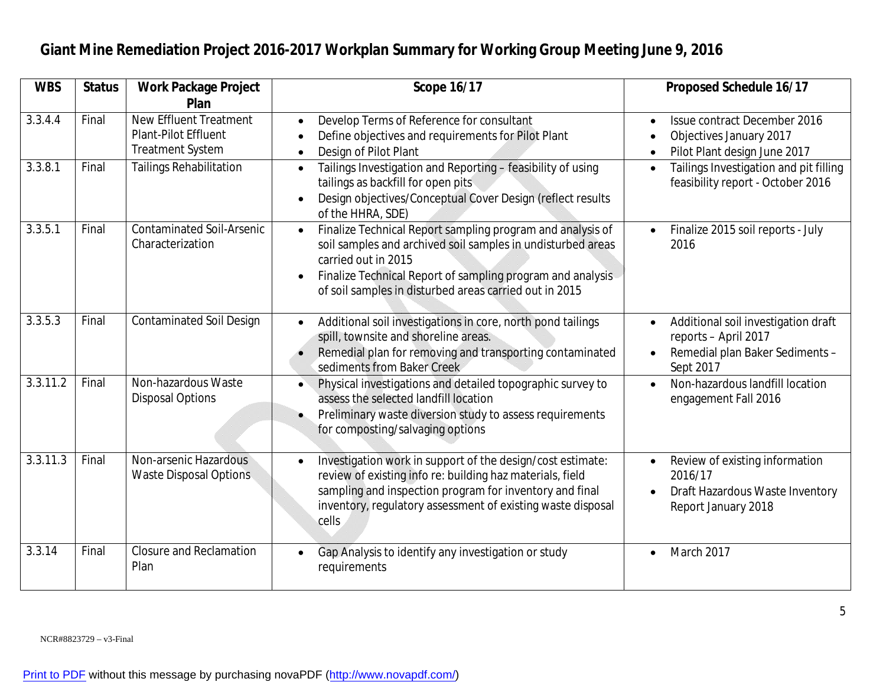# Giant Mine Remediation Project 2016-2017 Workplan Summary for Working Group Meeting June 9, 2016

| WBS | Status | Work Package Project Plan | Scope 16/17 | Proposed Schedule 16/17 |
|---|---|---|---|---|
| 3.3.4.4 | Final | New Effluent Treatment Plant-Pilot Effluent Treatment System | • Develop Terms of Reference for consultant<br>• Define objectives and requirements for Pilot Plant<br>• Design of Pilot Plant | • Issue contract December 2016<br>• Objectives January 2017<br>• Pilot Plant design June 2017 |
| 3.3.8.1 | Final | Tailings Rehabilitation | • Tailings Investigation and Reporting – feasibility of using tailings as backfill for open pits<br>• Design objectives/Conceptual Cover Design (reflect results of the HHRA, SDE) | • Tailings Investigation and pit filling feasibility report - October 2016 |
| 3.3.5.1 | Final | Contaminated Soil-Arsenic Characterization | • Finalize Technical Report sampling program and analysis of soil samples and archived soil samples in undisturbed areas carried out in 2015<br>• Finalize Technical Report of sampling program and analysis of soil samples in disturbed areas carried out in 2015 | • Finalize 2015 soil reports - July 2016 |
| 3.3.5.3 | Final | Contaminated Soil Design | • Additional soil investigations in core, north pond tailings spill, townsite and shoreline areas.<br>• Remedial plan for removing and transporting contaminated sediments from Baker Creek | • Additional soil investigation draft reports – April 2017<br>• Remedial plan Baker Sediments – Sept 2017 |
| 3.3.11.2 | Final | Non-hazardous Waste Disposal Options | • Physical investigations and detailed topographic survey to assess the selected landfill location<br>• Preliminary waste diversion study to assess requirements for composting/salvaging options | • Non-hazardous landfill location engagement Fall 2016 |
| 3.3.11.3 | Final | Non-arsenic Hazardous Waste Disposal Options | • Investigation work in support of the design/cost estimate: review of existing info re: building haz materials, field sampling and inspection program for inventory and final inventory, regulatory assessment of existing waste disposal cells | • Review of existing information 2016/17<br>• Draft Hazardous Waste Inventory Report January 2018 |
| 3.3.14 | Final | Closure and Reclamation Plan | • Gap Analysis to identify any investigation or study requirements | • March 2017 |

NCR#8823729 – v3-Final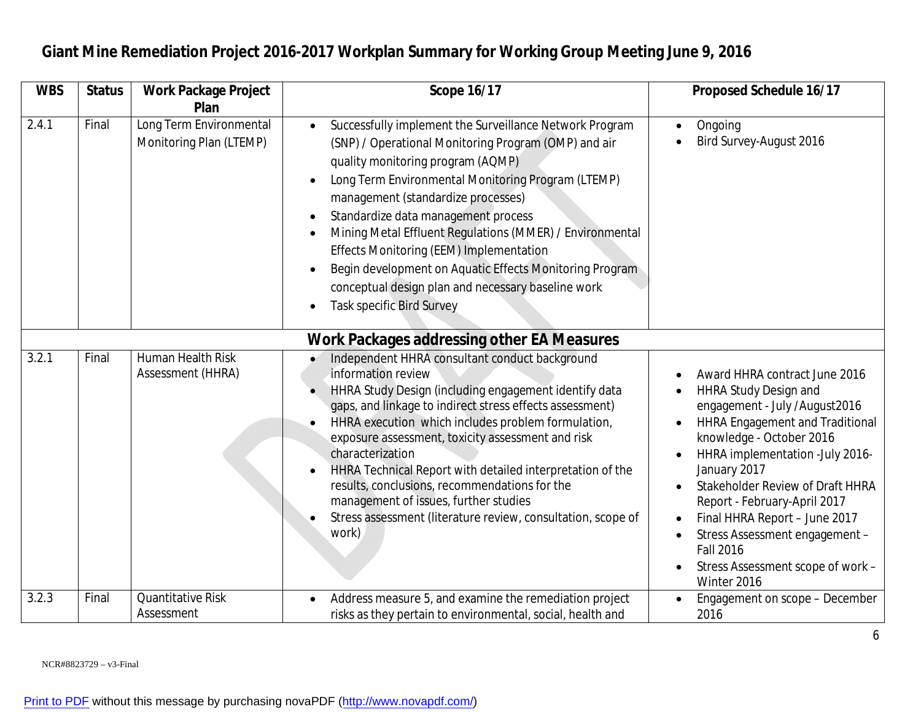# Giant Mine Remediation Project 2016-2017 Workplan Summary for Working Group Meeting June 9, 2016

| WBS | Status | Work Package Project Plan | Scope 16/17 | Proposed Schedule 16/17 |
|---|---|---|---|---|
| 2.4.1 | Final | Long Term Environmental Monitoring Plan (LTEMP) | • Successfully implement the Surveillance Network Program (SNP) / Operational Monitoring Program (OMP) and air quality monitoring program (AQMP)<br>• Long Term Environmental Monitoring Program (LTEMP) management (standardize processes)<br>• Standardize data management process<br>• Mining Metal Effluent Regulations (MMER) / Environmental Effects Monitoring (EEM) Implementation<br>• Begin development on Aquatic Effects Monitoring Program conceptual design plan and necessary baseline work<br>• Task specific Bird Survey | • Ongoing<br>• Bird Survey-August 2016 |
| **Work Packages addressing other EA Measures** | | | | |
| 3.2.1 | Final | Human Health Risk Assessment (HHRA) | • Independent HHRA consultant conduct background information review<br>• HHRA Study Design (including engagement identify data gaps, and linkage to indirect stress effects assessment)<br>• HHRA execution which includes problem formulation, exposure assessment, toxicity assessment and risk characterization<br>• HHRA Technical Report with detailed interpretation of the results, conclusions, recommendations for the management of issues, further studies<br>• Stress assessment (literature review, consultation, scope of work) | • Award HHRA contract June 2016<br>• HHRA Study Design and engagement - July /August2016<br>• HHRA Engagement and Traditional knowledge - October 2016<br>• HHRA implementation -July 2016-January 2017<br>• Stakeholder Review of Draft HHRA Report - February-April 2017<br>• Final HHRA Report – June 2017<br>• Stress Assessment engagement – Fall 2016<br>• Stress Assessment scope of work – Winter 2016 |
| 3.2.3 | Final | Quantitative Risk Assessment | • Address measure 5, and examine the remediation project risks as they pertain to environmental, social, health and | • Engagement on scope – December 2016 |

NCR#8823729 – v3-Final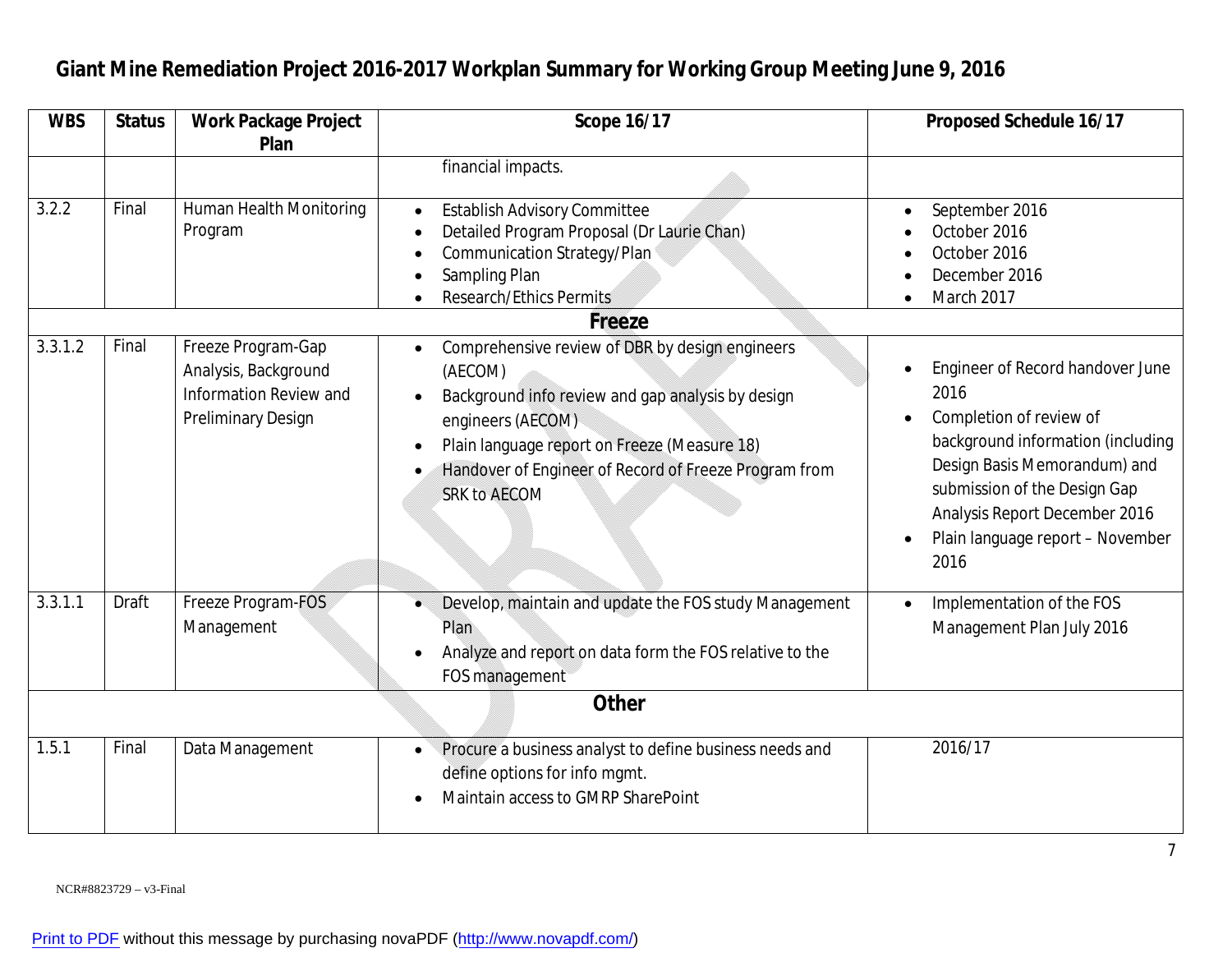# Giant Mine Remediation Project 2016-2017 Workplan Summary for Working Group Meeting June 9, 2016

| WBS | Status | Work Package Project Plan | Scope 16/17 | Proposed Schedule 16/17 |
|---|---|---|---|---|
| | | | financial impacts. | |
| 3.2.2 | Final | Human Health Monitoring Program | • Establish Advisory Committee<br>• Detailed Program Proposal (Dr Laurie Chan)<br>• Communication Strategy/Plan<br>• Sampling Plan<br>• Research/Ethics Permits | • September 2016<br>• October 2016<br>• October 2016<br>• December 2016<br>• March 2017 |
| **Freeze** | | | | |
| 3.3.1.2 | Final | Freeze Program-Gap Analysis, Background Information Review and Preliminary Design | • Comprehensive review of DBR by design engineers (AECOM)<br>• Background info review and gap analysis by design engineers (AECOM)<br>• Plain language report on Freeze (Measure 18)<br>• Handover of Engineer of Record of Freeze Program from SRK to AECOM | • Engineer of Record handover June 2016<br>• Completion of review of background information (including Design Basis Memorandum) and submission of the Design Gap Analysis Report December 2016<br>• Plain language report – November 2016 |
| 3.3.1.1 | Draft | Freeze Program-FOS Management | • Develop, maintain and update the FOS study Management Plan<br>• Analyze and report on data form the FOS relative to the FOS management | • Implementation of the FOS Management Plan July 2016 |
| **Other** | | | | |
| 1.5.1 | Final | Data Management | • Procure a business analyst to define business needs and define options for info mgmt.<br>• Maintain access to GMRP SharePoint | 2016/17 |

NCR#8823729 – v3-Final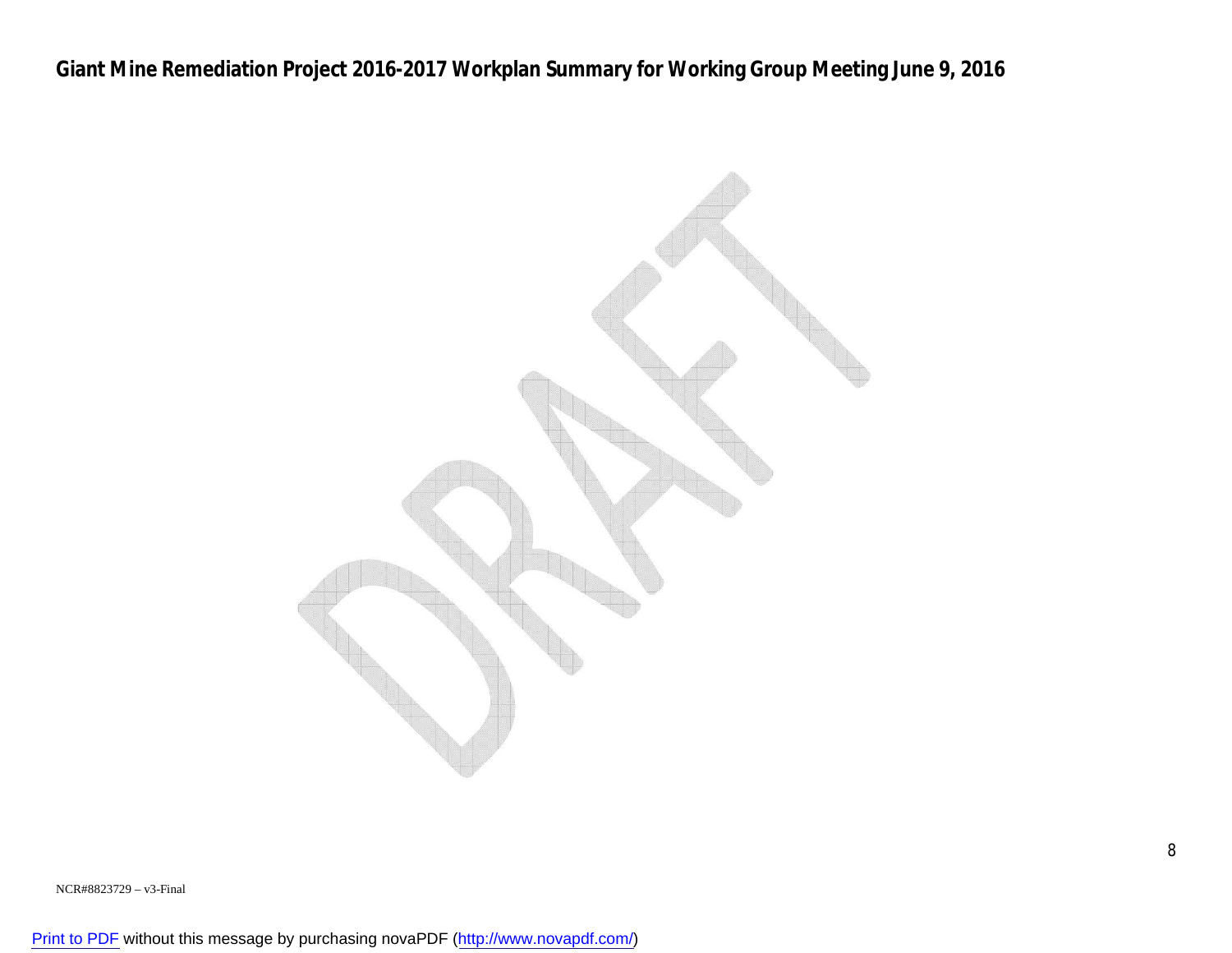# Giant Mine Remediation Project 2016-2017 Workplan Summary for Working Group Meeting June 9, 2016

DRAFT

NCR#8823729 – v3-Final

Print to PDF without this message by purchasing novaPDF (http://www.novapdf.com/)